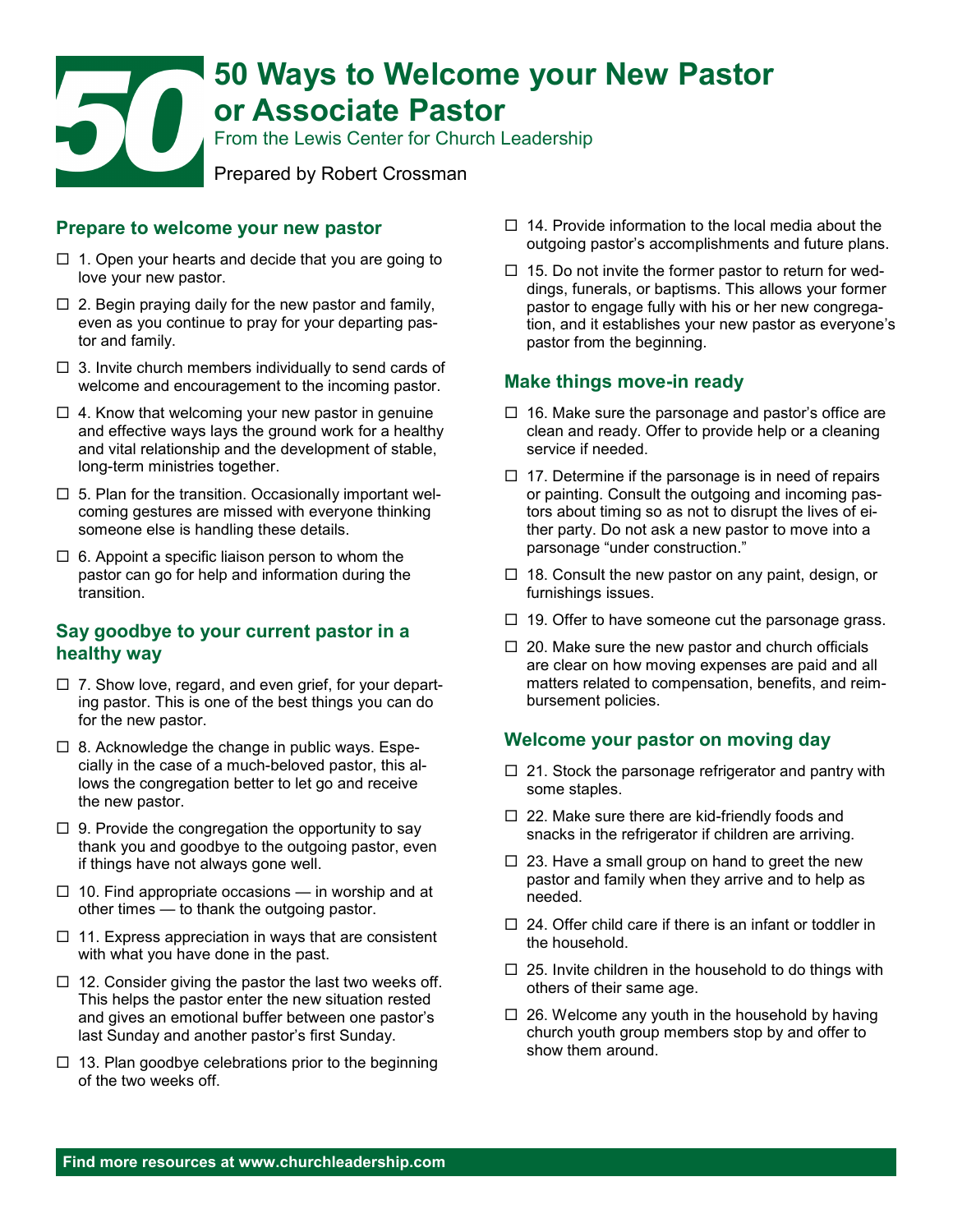# 50 Ways to Welcome your New Pastor or Associate Pastor

From the Lewis Center for Church Leadership

Prepared by Robert Crossman

## Prepare to welcome your new pastor

- ☐ 1. Open your hearts and decide that you are going to love your new pastor.
- ☐ 2. Begin praying daily for the new pastor and family, even as you continue to pray for your departing pastor and family.
- ☐ 3. Invite church members individually to send cards of welcome and encouragement to the incoming pastor.
- ☐ 4. Know that welcoming your new pastor in genuine and effective ways lays the ground work for a healthy and vital relationship and the development of stable, long-term ministries together.
- ☐ 5. Plan for the transition. Occasionally important welcoming gestures are missed with everyone thinking someone else is handling these details.
- ☐ 6. Appoint a specific liaison person to whom the pastor can go for help and information during the transition.

## Say goodbye to your current pastor in a healthy way

- ☐ 7. Show love, regard, and even grief, for your departing pastor. This is one of the best things you can do for the new pastor.
- ☐ 8. Acknowledge the change in public ways. Especially in the case of a much-beloved pastor, this allows the congregation better to let go and receive the new pastor.
- ☐ 9. Provide the congregation the opportunity to say thank you and goodbye to the outgoing pastor, even if things have not always gone well.
- ☐ 10. Find appropriate occasions — in worship and at other times — to thank the outgoing pastor.
- ☐ 11. Express appreciation in ways that are consistent with what you have done in the past.
- ☐ 12. Consider giving the pastor the last two weeks off. This helps the pastor enter the new situation rested and gives an emotional buffer between one pastor's last Sunday and another pastor's first Sunday.
- ☐ 13. Plan goodbye celebrations prior to the beginning of the two weeks off.
- ☐ 14. Provide information to the local media about the outgoing pastor's accomplishments and future plans.
- ☐ 15. Do not invite the former pastor to return for weddings, funerals, or baptisms. This allows your former pastor to engage fully with his or her new congregation, and it establishes your new pastor as everyone's pastor from the beginning.

## Make things move-in ready

- ☐ 16. Make sure the parsonage and pastor's office are clean and ready. Offer to provide help or a cleaning service if needed.
- ☐ 17. Determine if the parsonage is in need of repairs or painting. Consult the outgoing and incoming pastors about timing so as not to disrupt the lives of either party. Do not ask a new pastor to move into a parsonage "under construction."
- ☐ 18. Consult the new pastor on any paint, design, or furnishings issues.
- ☐ 19. Offer to have someone cut the parsonage grass.
- ☐ 20. Make sure the new pastor and church officials are clear on how moving expenses are paid and all matters related to compensation, benefits, and reimbursement policies.

## Welcome your pastor on moving day

- ☐ 21. Stock the parsonage refrigerator and pantry with some staples.
- ☐ 22. Make sure there are kid-friendly foods and snacks in the refrigerator if children are arriving.
- ☐ 23. Have a small group on hand to greet the new pastor and family when they arrive and to help as needed.
- ☐ 24. Offer child care if there is an infant or toddler in the household.
- ☐ 25. Invite children in the household to do things with others of their same age.
- ☐ 26. Welcome any youth in the household by having church youth group members stop by and offer to show them around.

**Find more resources at www.churchleadership.com**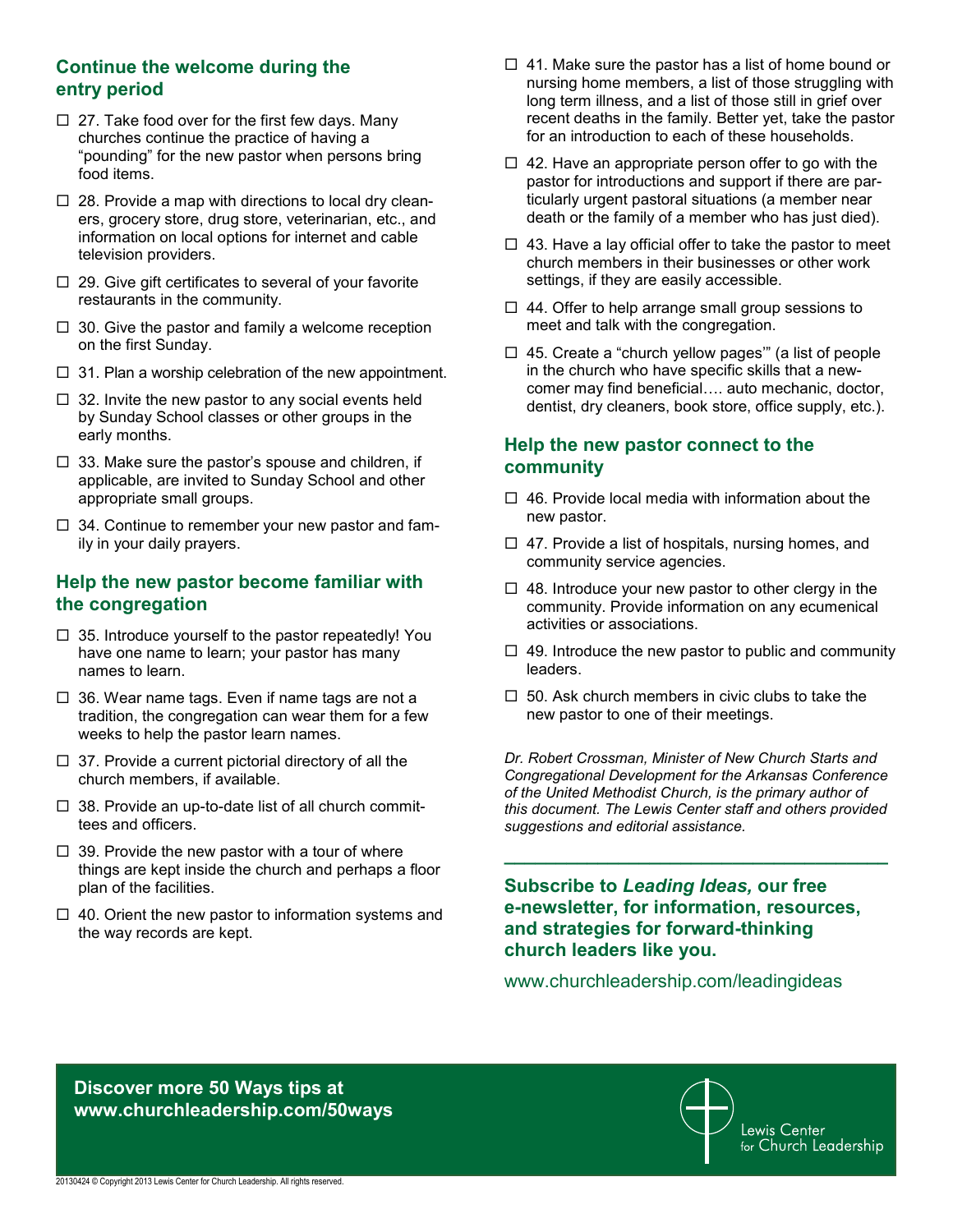## Continue the welcome during the entry period

- ☐ 27. Take food over for the first few days. Many churches continue the practice of having a "pounding" for the new pastor when persons bring food items.
- ☐ 28. Provide a map with directions to local dry cleaners, grocery store, drug store, veterinarian, etc., and information on local options for internet and cable television providers.
- ☐ 29. Give gift certificates to several of your favorite restaurants in the community.
- ☐ 30. Give the pastor and family a welcome reception on the first Sunday.
- ☐ 31. Plan a worship celebration of the new appointment.
- ☐ 32. Invite the new pastor to any social events held by Sunday School classes or other groups in the early months.
- ☐ 33. Make sure the pastor's spouse and children, if applicable, are invited to Sunday School and other appropriate small groups.
- ☐ 34. Continue to remember your new pastor and family in your daily prayers.

## Help the new pastor become familiar with the congregation

- ☐ 35. Introduce yourself to the pastor repeatedly! You have one name to learn; your pastor has many names to learn.
- ☐ 36. Wear name tags. Even if name tags are not a tradition, the congregation can wear them for a few weeks to help the pastor learn names.
- ☐ 37. Provide a current pictorial directory of all the church members, if available.
- ☐ 38. Provide an up-to-date list of all church committees and officers.
- ☐ 39. Provide the new pastor with a tour of where things are kept inside the church and perhaps a floor plan of the facilities.
- ☐ 40. Orient the new pastor to information systems and the way records are kept.
- ☐ 41. Make sure the pastor has a list of home bound or nursing home members, a list of those struggling with long term illness, and a list of those still in grief over recent deaths in the family. Better yet, take the pastor for an introduction to each of these households.
- ☐ 42. Have an appropriate person offer to go with the pastor for introductions and support if there are particularly urgent pastoral situations (a member near death or the family of a member who has just died).
- ☐ 43. Have a lay official offer to take the pastor to meet church members in their businesses or other work settings, if they are easily accessible.
- ☐ 44. Offer to help arrange small group sessions to meet and talk with the congregation.
- ☐ 45. Create a "church yellow pages'" (a list of people in the church who have specific skills that a newcomer may find beneficial…. auto mechanic, doctor, dentist, dry cleaners, book store, office supply, etc.).

## Help the new pastor connect to the community

- ☐ 46. Provide local media with information about the new pastor.
- ☐ 47. Provide a list of hospitals, nursing homes, and community service agencies.
- ☐ 48. Introduce your new pastor to other clergy in the community. Provide information on any ecumenical activities or associations.
- ☐ 49. Introduce the new pastor to public and community leaders.
- ☐ 50. Ask church members in civic clubs to take the new pastor to one of their meetings.

*Dr. Robert Crossman, Minister of New Church Starts and Congregational Development for the Arkansas Conference of the United Methodist Church, is the primary author of this document. The Lewis Center staff and others provided suggestions and editorial assistance.*

---

**Subscribe to *Leading Ideas,* our free e-newsletter, for information, resources, and strategies for forward-thinking church leaders like you.**

www.churchleadership.com/leadingideas

**Discover more 50 Ways tips at www.churchleadership.com/50ways**

Lewis Center for Church Leadership

20130424 © Copyright 2013 Lewis Center for Church Leadership. All rights reserved.